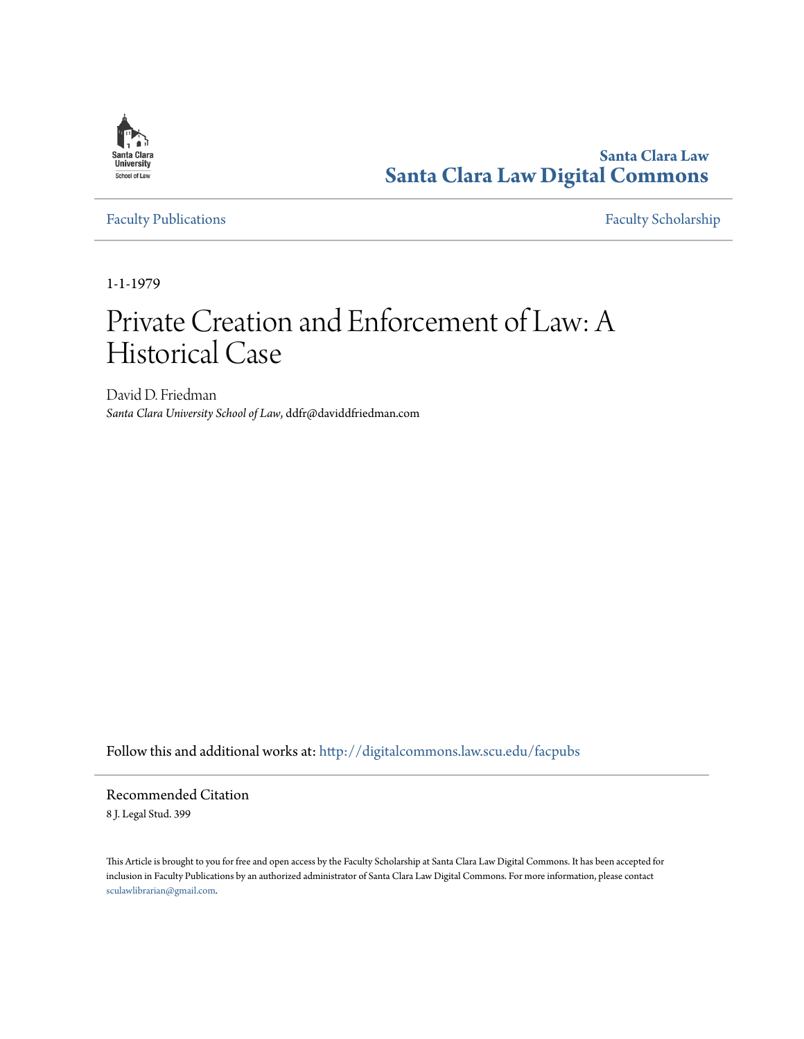Santa Clara Law
**Santa Clara Law Digital Commons**

Faculty Publications

Faculty Scholarship

1-1-1979

# Private Creation and Enforcement of Law: A Historical Case

David D. Friedman
*Santa Clara University School of Law*, ddfr@daviddfriedman.com

Follow this and additional works at: http://digitalcommons.law.scu.edu/facpubs

## Recommended Citation

8 J. Legal Stud. 399

This Article is brought to you for free and open access by the Faculty Scholarship at Santa Clara Law Digital Commons. It has been accepted for inclusion in Faculty Publications by an authorized administrator of Santa Clara Law Digital Commons. For more information, please contact sculawlibrarian@gmail.com.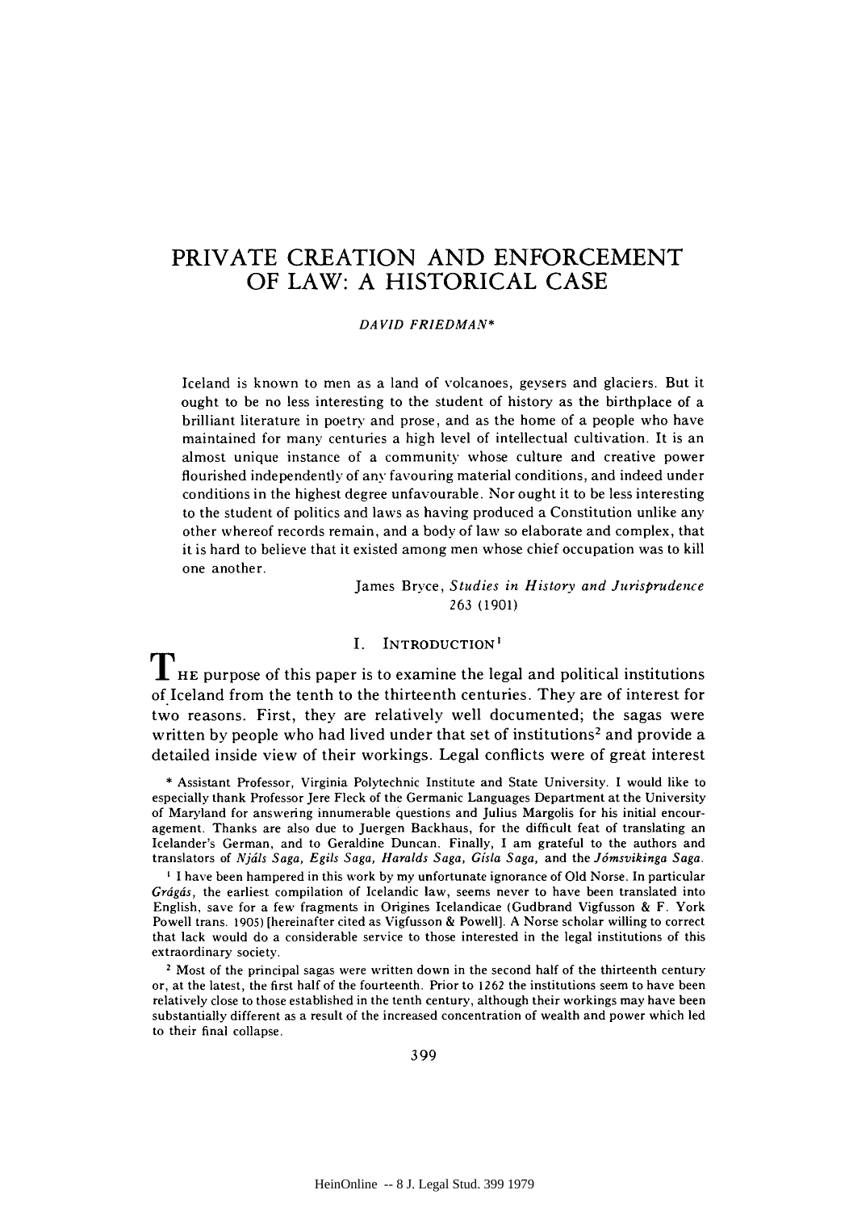# PRIVATE CREATION AND ENFORCEMENT OF LAW: A HISTORICAL CASE

*DAVID FRIEDMAN**

> Iceland is known to men as a land of volcanoes, geysers and glaciers. But it ought to be no less interesting to the student of history as the birthplace of a brilliant literature in poetry and prose, and as the home of a people who have maintained for many centuries a high level of intellectual cultivation. It is an almost unique instance of a community whose culture and creative power flourished independently of any favouring material conditions, and indeed under conditions in the highest degree unfavourable. Nor ought it to be less interesting to the student of politics and laws as having produced a Constitution unlike any other whereof records remain, and a body of law so elaborate and complex, that it is hard to believe that it existed among men whose chief occupation was to kill one another.
>
> James Bryce, *Studies in History and Jurisprudence* 263 (1901)

## I. INTRODUCTION[1]

THE purpose of this paper is to examine the legal and political institutions of Iceland from the tenth to the thirteenth centuries. They are of interest for two reasons. First, they are relatively well documented; the sagas were written by people who had lived under that set of institutions[2] and provide a detailed inside view of their workings. Legal conflicts were of great interest

\* Assistant Professor, Virginia Polytechnic Institute and State University. I would like to especially thank Professor Jere Fleck of the Germanic Languages Department at the University of Maryland for answering innumerable questions and Julius Margolis for his initial encouragement. Thanks are also due to Juergen Backhaus, for the difficult feat of translating an Icelander's German, and to Geraldine Duncan. Finally, I am grateful to the authors and translators of *Njáls Saga, Egils Saga, Haralds Saga, Gísla Saga,* and the *Jómsvikinga Saga.*

[1] I have been hampered in this work by my unfortunate ignorance of Old Norse. In particular *Grágás,* the earliest compilation of Icelandic law, seems never to have been translated into English, save for a few fragments in Origines Icelandicae (Gudbrand Vigfusson & F. York Powell trans. 1905) [hereinafter cited as Vigfusson & Powell]. A Norse scholar willing to correct that lack would do a considerable service to those interested in the legal institutions of this extraordinary society.

[2] Most of the principal sagas were written down in the second half of the thirteenth century or, at the latest, the first half of the fourteenth. Prior to 1262 the institutions seem to have been relatively close to those established in the tenth century, although their workings may have been substantially different as a result of the increased concentration of wealth and power which led to their final collapse.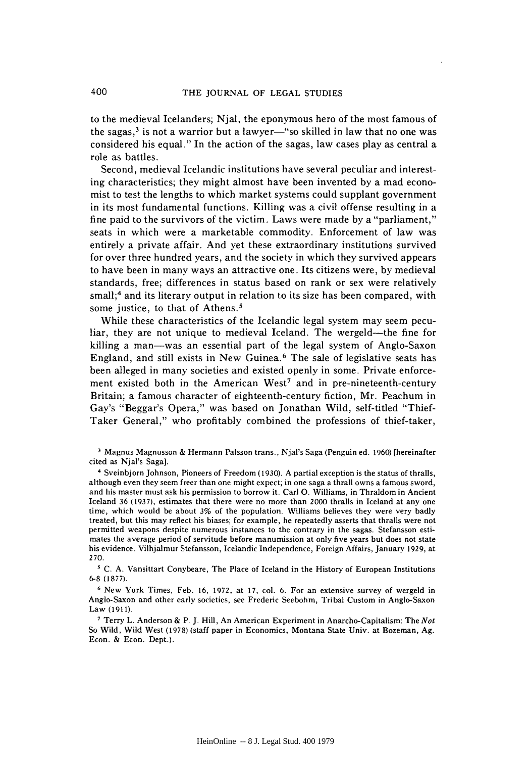to the medieval Icelanders; Njal, the eponymous hero of the most famous of the sagas,[3] is not a warrior but a lawyer—"so skilled in law that no one was considered his equal." In the action of the sagas, law cases play as central a role as battles.

Second, medieval Icelandic institutions have several peculiar and interesting characteristics; they might almost have been invented by a mad economist to test the lengths to which market systems could supplant government in its most fundamental functions. Killing was a civil offense resulting in a fine paid to the survivors of the victim. Laws were made by a "parliament," seats in which were a marketable commodity. Enforcement of law was entirely a private affair. And yet these extraordinary institutions survived for over three hundred years, and the society in which they survived appears to have been in many ways an attractive one. Its citizens were, by medieval standards, free; differences in status based on rank or sex were relatively small;[4] and its literary output in relation to its size has been compared, with some justice, to that of Athens.[5]

While these characteristics of the Icelandic legal system may seem peculiar, they are not unique to medieval Iceland. The wergeld—the fine for killing a man—was an essential part of the legal system of Anglo-Saxon England, and still exists in New Guinea.[6] The sale of legislative seats has been alleged in many societies and existed openly in some. Private enforcement existed both in the American West[7] and in pre-nineteenth-century Britain; a famous character of eighteenth-century fiction, Mr. Peachum in Gay's "Beggar's Opera," was based on Jonathan Wild, self-titled "Thief-Taker General," who profitably combined the professions of thief-taker,

---

[3] Magnus Magnusson & Hermann Palsson trans., Njal's Saga (Penguin ed. 1960) [hereinafter cited as Njal's Saga].

[4] Sveinbjorn Johnson, Pioneers of Freedom (1930). A partial exception is the status of thralls, although even they seem freer than one might expect; in one saga a thrall owns a famous sword, and his master must ask his permission to borrow it. Carl O. Williams, in Thraldom in Ancient Iceland 36 (1937), estimates that there were no more than 2000 thralls in Iceland at any one time, which would be about 3% of the population. Williams believes they were very badly treated, but this may reflect his biases; for example, he repeatedly asserts that thralls were not permitted weapons despite numerous instances to the contrary in the sagas. Stefansson estimates the average period of servitude before manumission at only five years but does not state his evidence. Vilhjalmur Stefansson, Icelandic Independence, Foreign Affairs, January 1929, at 270.

[5] C. A. Vansittart Conybeare, The Place of Iceland in the History of European Institutions 6-8 (1877).

[6] New York Times, Feb. 16, 1972, at 17, col. 6. For an extensive survey of wergeld in Anglo-Saxon and other early societies, see Frederic Seebohm, Tribal Custom in Anglo-Saxon Law (1911).

[7] Terry L. Anderson & P. J. Hill, An American Experiment in Anarcho-Capitalism: The *Not* So Wild, Wild West (1978) (staff paper in Economics, Montana State Univ. at Bozeman, Ag. Econ. & Econ. Dept.).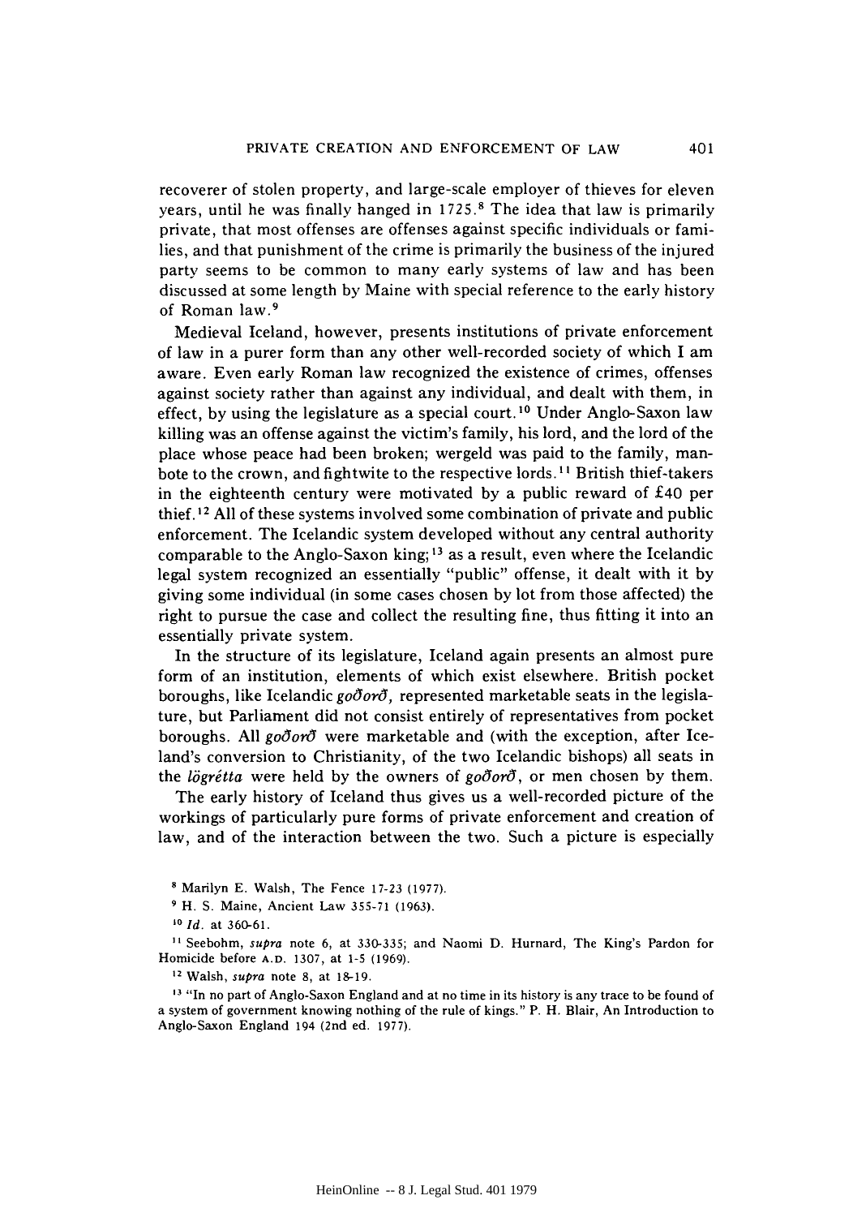recoverer of stolen property, and large-scale employer of thieves for eleven years, until he was finally hanged in 1725.[8] The idea that law is primarily private, that most offenses are offenses against specific individuals or families, and that punishment of the crime is primarily the business of the injured party seems to be common to many early systems of law and has been discussed at some length by Maine with special reference to the early history of Roman law.[9]

Medieval Iceland, however, presents institutions of private enforcement of law in a purer form than any other well-recorded society of which I am aware. Even early Roman law recognized the existence of crimes, offenses against society rather than against any individual, and dealt with them, in effect, by using the legislature as a special court.[10] Under Anglo-Saxon law killing was an offense against the victim's family, his lord, and the lord of the place whose peace had been broken; wergeld was paid to the family, manbote to the crown, and fightwite to the respective lords.[11] British thief-takers in the eighteenth century were motivated by a public reward of £40 per thief.[12] All of these systems involved some combination of private and public enforcement. The Icelandic system developed without any central authority comparable to the Anglo-Saxon king;[13] as a result, even where the Icelandic legal system recognized an essentially "public" offense, it dealt with it by giving some individual (in some cases chosen by lot from those affected) the right to pursue the case and collect the resulting fine, thus fitting it into an essentially private system.

In the structure of its legislature, Iceland again presents an almost pure form of an institution, elements of which exist elsewhere. British pocket boroughs, like Icelandic *goðorð*, represented marketable seats in the legislature, but Parliament did not consist entirely of representatives from pocket boroughs. All *goðorð* were marketable and (with the exception, after Iceland's conversion to Christianity, of the two Icelandic bishops) all seats in the *lögrétta* were held by the owners of *goðorð*, or men chosen by them.

The early history of Iceland thus gives us a well-recorded picture of the workings of particularly pure forms of private enforcement and creation of law, and of the interaction between the two. Such a picture is especially

[8] Marilyn E. Walsh, The Fence 17-23 (1977).

[9] H. S. Maine, Ancient Law 355-71 (1963).

[10] *Id.* at 360-61.

[11] Seebohm, *supra* note 6, at 330-335; and Naomi D. Hurnard, The King's Pardon for Homicide before A.D. 1307, at 1-5 (1969).

[12] Walsh, *supra* note 8, at 18-19.

[13] "In no part of Anglo-Saxon England and at no time in its history is any trace to be found of a system of government knowing nothing of the rule of kings." P. H. Blair, An Introduction to Anglo-Saxon England 194 (2nd ed. 1977).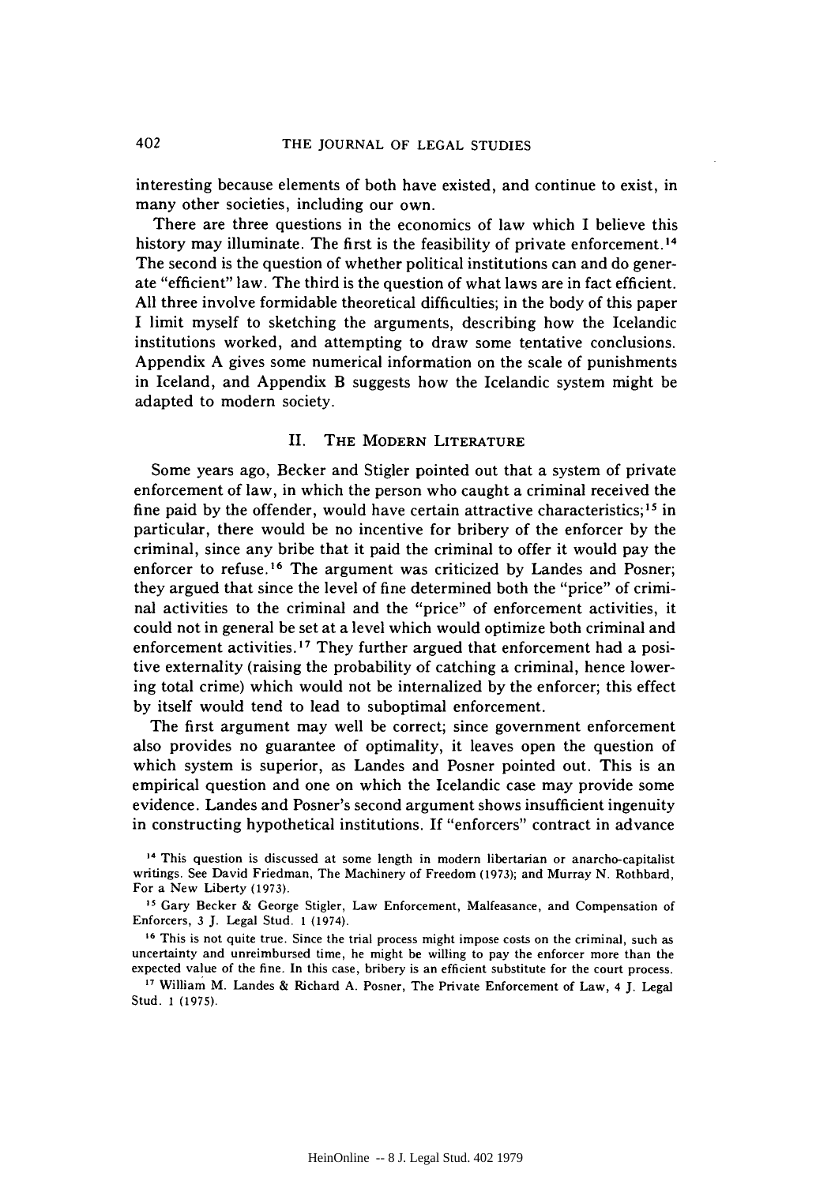interesting because elements of both have existed, and continue to exist, in many other societies, including our own.

There are three questions in the economics of law which I believe this history may illuminate. The first is the feasibility of private enforcement.[14] The second is the question of whether political institutions can and do generate "efficient" law. The third is the question of what laws are in fact efficient. All three involve formidable theoretical difficulties; in the body of this paper I limit myself to sketching the arguments, describing how the Icelandic institutions worked, and attempting to draw some tentative conclusions. Appendix A gives some numerical information on the scale of punishments in Iceland, and Appendix B suggests how the Icelandic system might be adapted to modern society.

## II. The Modern Literature

Some years ago, Becker and Stigler pointed out that a system of private enforcement of law, in which the person who caught a criminal received the fine paid by the offender, would have certain attractive characteristics;[15] in particular, there would be no incentive for bribery of the enforcer by the criminal, since any bribe that it paid the criminal to offer it would pay the enforcer to refuse.[16] The argument was criticized by Landes and Posner; they argued that since the level of fine determined both the "price" of criminal activities to the criminal and the "price" of enforcement activities, it could not in general be set at a level which would optimize both criminal and enforcement activities.[17] They further argued that enforcement had a positive externality (raising the probability of catching a criminal, hence lowering total crime) which would not be internalized by the enforcer; this effect by itself would tend to lead to suboptimal enforcement.

The first argument may well be correct; since government enforcement also provides no guarantee of optimality, it leaves open the question of which system is superior, as Landes and Posner pointed out. This is an empirical question and one on which the Icelandic case may provide some evidence. Landes and Posner's second argument shows insufficient ingenuity in constructing hypothetical institutions. If "enforcers" contract in advance

---

[14] This question is discussed at some length in modern libertarian or anarcho-capitalist writings. See David Friedman, The Machinery of Freedom (1973); and Murray N. Rothbard, For a New Liberty (1973).

[15] Gary Becker & George Stigler, Law Enforcement, Malfeasance, and Compensation of Enforcers, 3 J. Legal Stud. 1 (1974).

[16] This is not quite true. Since the trial process might impose costs on the criminal, such as uncertainty and unreimbursed time, he might be willing to pay the enforcer more than the expected value of the fine. In this case, bribery is an efficient substitute for the court process.

[17] William M. Landes & Richard A. Posner, The Private Enforcement of Law, 4 J. Legal Stud. 1 (1975).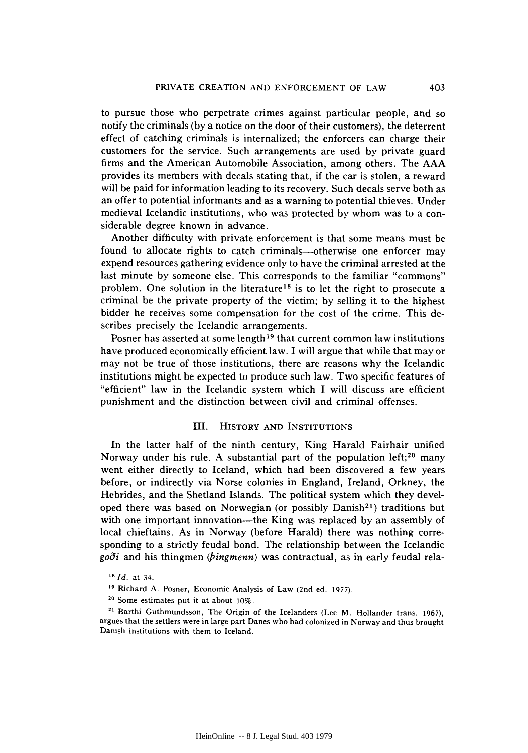to pursue those who perpetrate crimes against particular people, and so notify the criminals (by a notice on the door of their customers), the deterrent effect of catching criminals is internalized; the enforcers can charge their customers for the service. Such arrangements are used by private guard firms and the American Automobile Association, among others. The AAA provides its members with decals stating that, if the car is stolen, a reward will be paid for information leading to its recovery. Such decals serve both as an offer to potential informants and as a warning to potential thieves. Under medieval Icelandic institutions, who was protected by whom was to a considerable degree known in advance.

Another difficulty with private enforcement is that some means must be found to allocate rights to catch criminals—otherwise one enforcer may expend resources gathering evidence only to have the criminal arrested at the last minute by someone else. This corresponds to the familiar "commons" problem. One solution in the literature[18] is to let the right to prosecute a criminal be the private property of the victim; by selling it to the highest bidder he receives some compensation for the cost of the crime. This describes precisely the Icelandic arrangements.

Posner has asserted at some length[19] that current common law institutions have produced economically efficient law. I will argue that while that may or may not be true of those institutions, there are reasons why the Icelandic institutions might be expected to produce such law. Two specific features of "efficient" law in the Icelandic system which I will discuss are efficient punishment and the distinction between civil and criminal offenses.

## III. History and Institutions

In the latter half of the ninth century, King Harald Fairhair unified Norway under his rule. A substantial part of the population left;[20] many went either directly to Iceland, which had been discovered a few years before, or indirectly via Norse colonies in England, Ireland, Orkney, the Hebrides, and the Shetland Islands. The political system which they developed there was based on Norwegian (or possibly Danish[21]) traditions but with one important innovation—the King was replaced by an assembly of local chieftains. As in Norway (before Harald) there was nothing corresponding to a strictly feudal bond. The relationship between the Icelandic *goði* and his thingmen (*þingmenn*) was contractual, as in early feudal rela-

[18] *Id.* at 34.

[19] Richard A. Posner, Economic Analysis of Law (2nd ed. 1977).

[20] Some estimates put it at about 10%.

[21] Barthi Guthmundsson, The Origin of the Icelanders (Lee M. Hollander trans. 1967), argues that the settlers were in large part Danes who had colonized in Norway and thus brought Danish institutions with them to Iceland.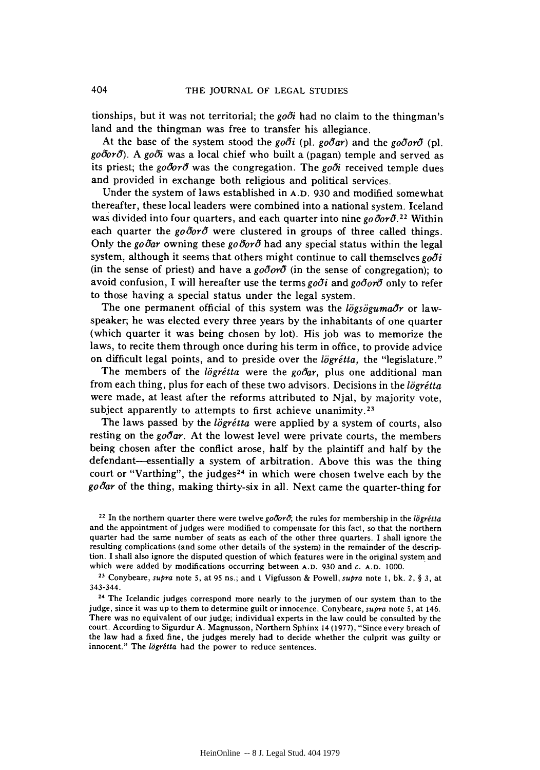tionships, but it was not territorial; the *goði* had no claim to the thingman's land and the thingman was free to transfer his allegiance.

At the base of the system stood the *goði* (pl. *goðar*) and the *goðorð* (pl. *goðorð*). A *goði* was a local chief who built a (pagan) temple and served as its priest; the *goðorð* was the congregation. The *goði* received temple dues and provided in exchange both religious and political services.

Under the system of laws established in A.D. 930 and modified somewhat thereafter, these local leaders were combined into a national system. Iceland was divided into four quarters, and each quarter into nine *goðorð*.[22] Within each quarter the *goðorð* were clustered in groups of three called things. Only the *goðar* owning these *goðorð* had any special status within the legal system, although it seems that others might continue to call themselves *goði* (in the sense of priest) and have a *goðorð* (in the sense of congregation); to avoid confusion, I will hereafter use the terms *goði* and *goðorð* only to refer to those having a special status under the legal system.

The one permanent official of this system was the *lögsögumaðr* or law-speaker; he was elected every three years by the inhabitants of one quarter (which quarter it was being chosen by lot). His job was to memorize the laws, to recite them through once during his term in office, to provide advice on difficult legal points, and to preside over the *lögrétta*, the "legislature."

The members of the *lögrétta* were the *goðar*, plus one additional man from each thing, plus for each of these two advisors. Decisions in the *lögrétta* were made, at least after the reforms attributed to Njal, by majority vote, subject apparently to attempts to first achieve unanimity.[23]

The laws passed by the *lögrétta* were applied by a system of courts, also resting on the *goðar*. At the lowest level were private courts, the members being chosen after the conflict arose, half by the plaintiff and half by the defendant—essentially a system of arbitration. Above this was the thing court or "Varthing", the judges[24] in which were chosen twelve each by the *goðar* of the thing, making thirty-six in all. Next came the quarter-thing for

[22] In the northern quarter there were twelve *goðorð*; the rules for membership in the *lögrétta* and the appointment of judges were modified to compensate for this fact, so that the northern quarter had the same number of seats as each of the other three quarters. I shall ignore the resulting complications (and some other details of the system) in the remainder of the description. I shall also ignore the disputed question of which features were in the original system and which were added by modifications occurring between A.D. 930 and *c*. A.D. 1000.

[23] Conybeare, *supra* note 5, at 95 ns.; and 1 Vigfusson & Powell, *supra* note 1, bk. 2, § 3, at 343-344.

[24] The Icelandic judges correspond more nearly to the jurymen of our system than to the judge, since it was up to them to determine guilt or innocence. Conybeare, *supra* note 5, at 146. There was no equivalent of our judge; individual experts in the law could be consulted by the court. According to Sigurdur A. Magnusson, Northern Sphinx 14 (1977), "Since every breach of the law had a fixed fine, the judges merely had to decide whether the culprit was guilty or innocent." The *lögrétta* had the power to reduce sentences.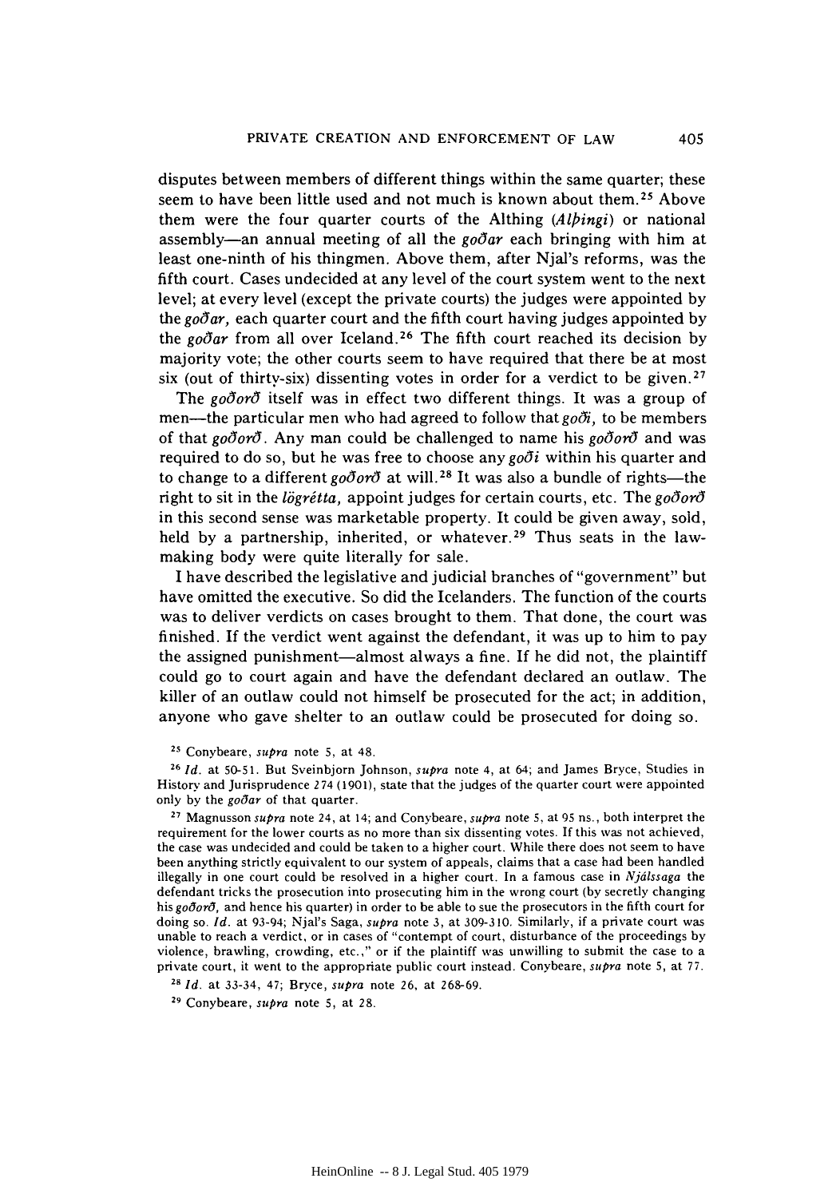disputes between members of different things within the same quarter; these seem to have been little used and not much is known about them.[25] Above them were the four quarter courts of the Althing (*Alþingi*) or national assembly—an annual meeting of all the *goðar* each bringing with him at least one-ninth of his thingmen. Above them, after Njal's reforms, was the fifth court. Cases undecided at any level of the court system went to the next level; at every level (except the private courts) the judges were appointed by the *goðar,* each quarter court and the fifth court having judges appointed by the *goðar* from all over Iceland.[26] The fifth court reached its decision by majority vote; the other courts seem to have required that there be at most six (out of thirty-six) dissenting votes in order for a verdict to be given.[27]

The *goðorð* itself was in effect two different things. It was a group of men—the particular men who had agreed to follow that *goði,* to be members of that *goðorð*. Any man could be challenged to name his *goðorð* and was required to do so, but he was free to choose any *goði* within his quarter and to change to a different *goðorð* at will.[28] It was also a bundle of rights—the right to sit in the *lögrétta,* appoint judges for certain courts, etc. The *goðorð* in this second sense was marketable property. It could be given away, sold, held by a partnership, inherited, or whatever.[29] Thus seats in the law-making body were quite literally for sale.

I have described the legislative and judicial branches of "government" but have omitted the executive. So did the Icelanders. The function of the courts was to deliver verdicts on cases brought to them. That done, the court was finished. If the verdict went against the defendant, it was up to him to pay the assigned punishment—almost always a fine. If he did not, the plaintiff could go to court again and have the defendant declared an outlaw. The killer of an outlaw could not himself be prosecuted for the act; in addition, anyone who gave shelter to an outlaw could be prosecuted for doing so.

[25] Conybeare, *supra* note 5, at 48.

[26] *Id.* at 50-51. But Sveinbjorn Johnson, *supra* note 4, at 64; and James Bryce, Studies in History and Jurisprudence 274 (1901), state that the judges of the quarter court were appointed only by the *goðar* of that quarter.

[27] Magnusson *supra* note 24, at 14; and Conybeare, *supra* note 5, at 95 ns., both interpret the requirement for the lower courts as no more than six dissenting votes. If this was not achieved, the case was undecided and could be taken to a higher court. While there does not seem to have been anything strictly equivalent to our system of appeals, claims that a case had been handled illegally in one court could be resolved in a higher court. In a famous case in *Njálssaga* the defendant tricks the prosecution into prosecuting him in the wrong court (by secretly changing his *goðorð,* and hence his quarter) in order to be able to sue the prosecutors in the fifth court for doing so. *Id.* at 93-94; Njal's Saga, *supra* note 3, at 309-310. Similarly, if a private court was unable to reach a verdict, or in cases of "contempt of court, disturbance of the proceedings by violence, brawling, crowding, etc.," or if the plaintiff was unwilling to submit the case to a private court, it went to the appropriate public court instead. Conybeare, *supra* note 5, at 77.

[28] *Id.* at 33-34, 47; Bryce, *supra* note 26, at 268-69.

[29] Conybeare, *supra* note 5, at 28.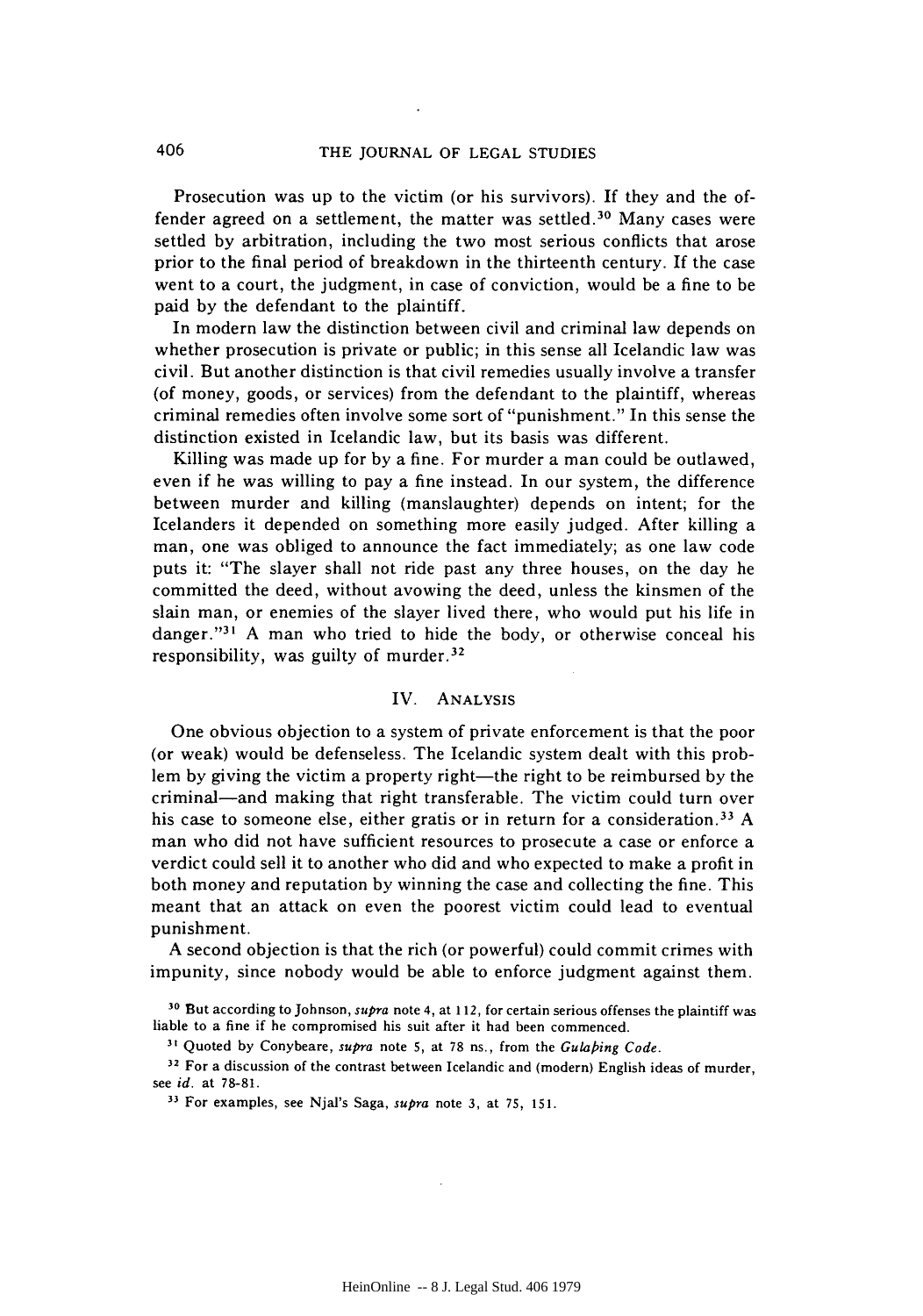Prosecution was up to the victim (or his survivors). If they and the offender agreed on a settlement, the matter was settled.[30] Many cases were settled by arbitration, including the two most serious conflicts that arose prior to the final period of breakdown in the thirteenth century. If the case went to a court, the judgment, in case of conviction, would be a fine to be paid by the defendant to the plaintiff.

In modern law the distinction between civil and criminal law depends on whether prosecution is private or public; in this sense all Icelandic law was civil. But another distinction is that civil remedies usually involve a transfer (of money, goods, or services) from the defendant to the plaintiff, whereas criminal remedies often involve some sort of "punishment." In this sense the distinction existed in Icelandic law, but its basis was different.

Killing was made up for by a fine. For murder a man could be outlawed, even if he was willing to pay a fine instead. In our system, the difference between murder and killing (manslaughter) depends on intent; for the Icelanders it depended on something more easily judged. After killing a man, one was obliged to announce the fact immediately; as one law code puts it: "The slayer shall not ride past any three houses, on the day he committed the deed, without avowing the deed, unless the kinsmen of the slain man, or enemies of the slayer lived there, who would put his life in danger."[31] A man who tried to hide the body, or otherwise conceal his responsibility, was guilty of murder.[32]

## IV. Analysis

One obvious objection to a system of private enforcement is that the poor (or weak) would be defenseless. The Icelandic system dealt with this problem by giving the victim a property right—the right to be reimbursed by the criminal—and making that right transferable. The victim could turn over his case to someone else, either gratis or in return for a consideration.[33] A man who did not have sufficient resources to prosecute a case or enforce a verdict could sell it to another who did and who expected to make a profit in both money and reputation by winning the case and collecting the fine. This meant that an attack on even the poorest victim could lead to eventual punishment.

A second objection is that the rich (or powerful) could commit crimes with impunity, since nobody would be able to enforce judgment against them.

[30] But according to Johnson, *supra* note 4, at 112, for certain serious offenses the plaintiff was liable to a fine if he compromised his suit after it had been commenced.

[31] Quoted by Conybeare, *supra* note 5, at 78 ns., from the *Gulaþing Code*.

[32] For a discussion of the contrast between Icelandic and (modern) English ideas of murder, see *id.* at 78-81.

[33] For examples, see Njal's Saga, *supra* note 3, at 75, 151.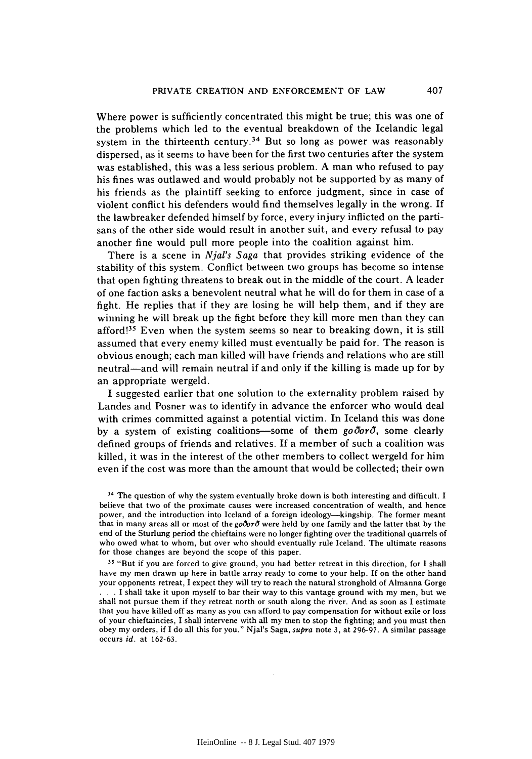Where power is sufficiently concentrated this might be true; this was one of the problems which led to the eventual breakdown of the Icelandic legal system in the thirteenth century.[34] But so long as power was reasonably dispersed, as it seems to have been for the first two centuries after the system was established, this was a less serious problem. A man who refused to pay his fines was outlawed and would probably not be supported by as many of his friends as the plaintiff seeking to enforce judgment, since in case of violent conflict his defenders would find themselves legally in the wrong. If the lawbreaker defended himself by force, every injury inflicted on the partisans of the other side would result in another suit, and every refusal to pay another fine would pull more people into the coalition against him.

There is a scene in *Njal's Saga* that provides striking evidence of the stability of this system. Conflict between two groups has become so intense that open fighting threatens to break out in the middle of the court. A leader of one faction asks a benevolent neutral what he will do for them in case of a fight. He replies that if they are losing he will help them, and if they are winning he will break up the fight before they kill more men than they can afford![35] Even when the system seems so near to breaking down, it is still assumed that every enemy killed must eventually be paid for. The reason is obvious enough; each man killed will have friends and relations who are still neutral—and will remain neutral if and only if the killing is made up for by an appropriate wergeld.

I suggested earlier that one solution to the externality problem raised by Landes and Posner was to identify in advance the enforcer who would deal with crimes committed against a potential victim. In Iceland this was done by a system of existing coalitions—some of them *goðorð*, some clearly defined groups of friends and relatives. If a member of such a coalition was killed, it was in the interest of the other members to collect wergeld for him even if the cost was more than the amount that would be collected; their own

[34] The question of why the system eventually broke down is both interesting and difficult. I believe that two of the proximate causes were increased concentration of wealth, and hence power, and the introduction into Iceland of a foreign ideology—kingship. The former meant that in many areas all or most of the *goðorð* were held by one family and the latter that by the end of the Sturlung period the chieftains were no longer fighting over the traditional quarrels of who owed what to whom, but over who should eventually rule Iceland. The ultimate reasons for those changes are beyond the scope of this paper.

[35] "But if you are forced to give ground, you had better retreat in this direction, for I shall have my men drawn up here in battle array ready to come to your help. If on the other hand your opponents retreat, I expect they will try to reach the natural stronghold of Almanna Gorge . . . I shall take it upon myself to bar their way to this vantage ground with my men, but we shall not pursue them if they retreat north or south along the river. And as soon as I estimate that you have killed off as many as you can afford to pay compensation for without exile or loss of your chieftaincies, I shall intervene with all my men to stop the fighting; and you must then obey my orders, if I do all this for you." Njal's Saga, *supra* note 3, at 296-97. A similar passage occurs *id.* at 162-63.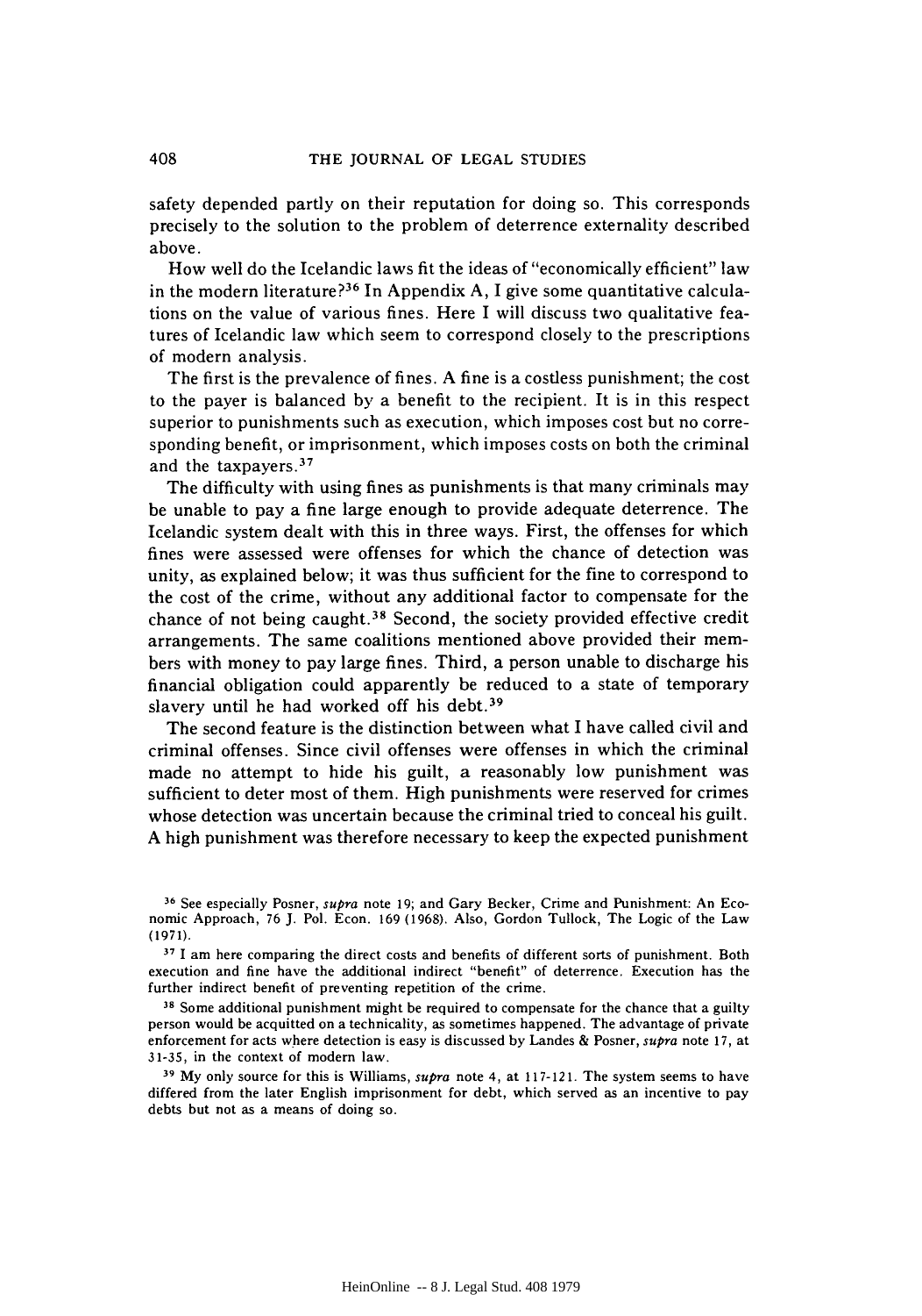safety depended partly on their reputation for doing so. This corresponds precisely to the solution to the problem of deterrence externality described above.

How well do the Icelandic laws fit the ideas of "economically efficient" law in the modern literature?[36] In Appendix A, I give some quantitative calculations on the value of various fines. Here I will discuss two qualitative features of Icelandic law which seem to correspond closely to the prescriptions of modern analysis.

The first is the prevalence of fines. A fine is a costless punishment; the cost to the payer is balanced by a benefit to the recipient. It is in this respect superior to punishments such as execution, which imposes cost but no corresponding benefit, or imprisonment, which imposes costs on both the criminal and the taxpayers.[37]

The difficulty with using fines as punishments is that many criminals may be unable to pay a fine large enough to provide adequate deterrence. The Icelandic system dealt with this in three ways. First, the offenses for which fines were assessed were offenses for which the chance of detection was unity, as explained below; it was thus sufficient for the fine to correspond to the cost of the crime, without any additional factor to compensate for the chance of not being caught.[38] Second, the society provided effective credit arrangements. The same coalitions mentioned above provided their members with money to pay large fines. Third, a person unable to discharge his financial obligation could apparently be reduced to a state of temporary slavery until he had worked off his debt.[39]

The second feature is the distinction between what I have called civil and criminal offenses. Since civil offenses were offenses in which the criminal made no attempt to hide his guilt, a reasonably low punishment was sufficient to deter most of them. High punishments were reserved for crimes whose detection was uncertain because the criminal tried to conceal his guilt. A high punishment was therefore necessary to keep the expected punishment

---

[36] See especially Posner, *supra* note 19; and Gary Becker, Crime and Punishment: An Economic Approach, 76 J. Pol. Econ. 169 (1968). Also, Gordon Tullock, The Logic of the Law (1971).

[37] I am here comparing the direct costs and benefits of different sorts of punishment. Both execution and fine have the additional indirect "benefit" of deterrence. Execution has the further indirect benefit of preventing repetition of the crime.

[38] Some additional punishment might be required to compensate for the chance that a guilty person would be acquitted on a technicality, as sometimes happened. The advantage of private enforcement for acts where detection is easy is discussed by Landes & Posner, *supra* note 17, at 31-35, in the context of modern law.

[39] My only source for this is Williams, *supra* note 4, at 117-121. The system seems to have differed from the later English imprisonment for debt, which served as an incentive to pay debts but not as a means of doing so.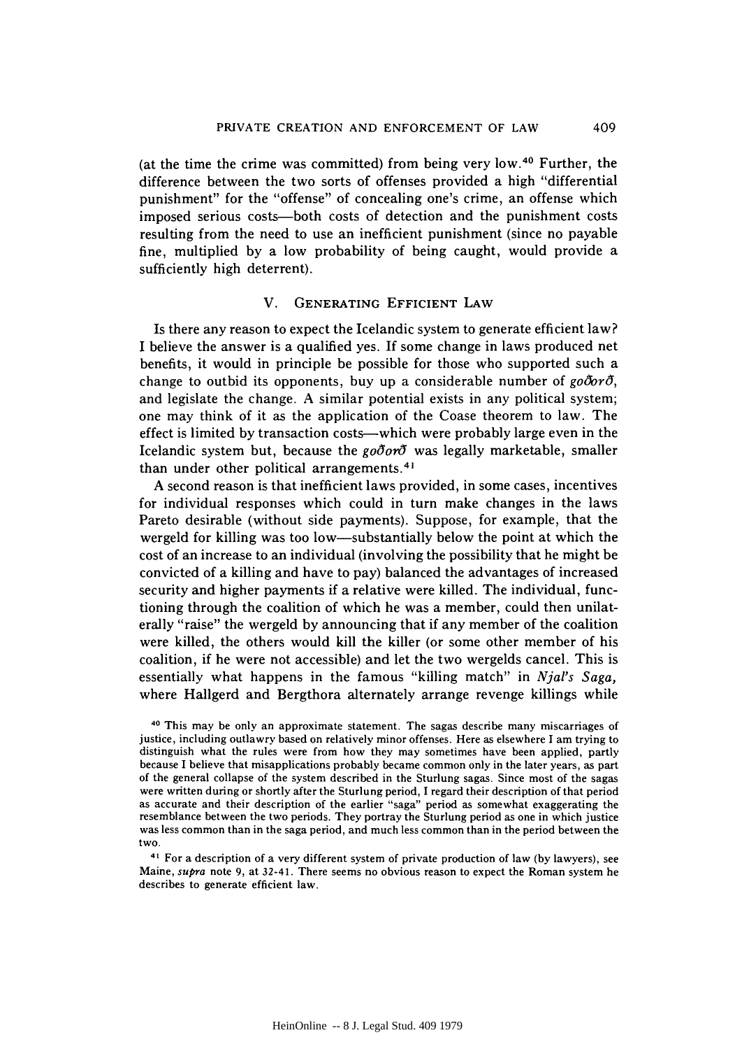(at the time the crime was committed) from being very low.[40] Further, the difference between the two sorts of offenses provided a high "differential punishment" for the "offense" of concealing one's crime, an offense which imposed serious costs—both costs of detection and the punishment costs resulting from the need to use an inefficient punishment (since no payable fine, multiplied by a low probability of being caught, would provide a sufficiently high deterrent).

## V. Generating Efficient Law

Is there any reason to expect the Icelandic system to generate efficient law? I believe the answer is a qualified yes. If some change in laws produced net benefits, it would in principle be possible for those who supported such a change to outbid its opponents, buy up a considerable number of *goðorð*, and legislate the change. A similar potential exists in any political system; one may think of it as the application of the Coase theorem to law. The effect is limited by transaction costs—which were probably large even in the Icelandic system but, because the *goðorð* was legally marketable, smaller than under other political arrangements.[41]

A second reason is that inefficient laws provided, in some cases, incentives for individual responses which could in turn make changes in the laws Pareto desirable (without side payments). Suppose, for example, that the wergeld for killing was too low—substantially below the point at which the cost of an increase to an individual (involving the possibility that he might be convicted of a killing and have to pay) balanced the advantages of increased security and higher payments if a relative were killed. The individual, functioning through the coalition of which he was a member, could then unilaterally "raise" the wergeld by announcing that if any member of the coalition were killed, the others would kill the killer (or some other member of his coalition, if he were not accessible) and let the two wergelds cancel. This is essentially what happens in the famous "killing match" in *Njal's Saga*, where Hallgerd and Bergthora alternately arrange revenge killings while

[40] This may be only an approximate statement. The sagas describe many miscarriages of justice, including outlawry based on relatively minor offenses. Here as elsewhere I am trying to distinguish what the rules were from how they may sometimes have been applied, partly because I believe that misapplications probably became common only in the later years, as part of the general collapse of the system described in the Sturlung sagas. Since most of the sagas were written during or shortly after the Sturlung period, I regard their description of that period as accurate and their description of the earlier "saga" period as somewhat exaggerating the resemblance between the two periods. They portray the Sturlung period as one in which justice was less common than in the saga period, and much less common than in the period between the two.

[41] For a description of a very different system of private production of law (by lawyers), see Maine, *supra* note 9, at 32-41. There seems no obvious reason to expect the Roman system he describes to generate efficient law.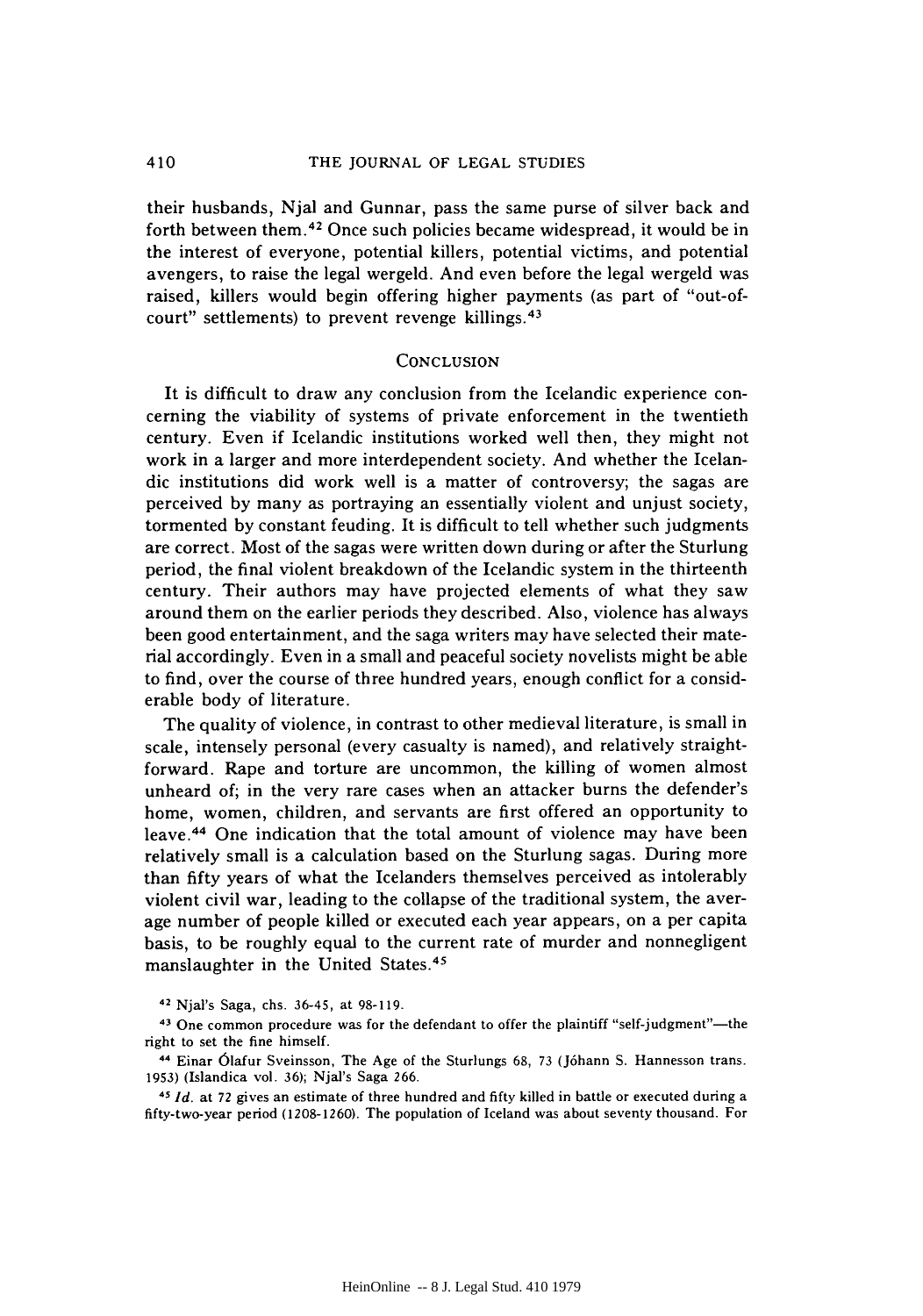their husbands, Njal and Gunnar, pass the same purse of silver back and forth between them.[42] Once such policies became widespread, it would be in the interest of everyone, potential killers, potential victims, and potential avengers, to raise the legal wergeld. And even before the legal wergeld was raised, killers would begin offering higher payments (as part of "out-of-court" settlements) to prevent revenge killings.[43]

## Conclusion

It is difficult to draw any conclusion from the Icelandic experience concerning the viability of systems of private enforcement in the twentieth century. Even if Icelandic institutions worked well then, they might not work in a larger and more interdependent society. And whether the Icelandic institutions did work well is a matter of controversy; the sagas are perceived by many as portraying an essentially violent and unjust society, tormented by constant feuding. It is difficult to tell whether such judgments are correct. Most of the sagas were written down during or after the Sturlung period, the final violent breakdown of the Icelandic system in the thirteenth century. Their authors may have projected elements of what they saw around them on the earlier periods they described. Also, violence has always been good entertainment, and the saga writers may have selected their material accordingly. Even in a small and peaceful society novelists might be able to find, over the course of three hundred years, enough conflict for a considerable body of literature.

The quality of violence, in contrast to other medieval literature, is small in scale, intensely personal (every casualty is named), and relatively straightforward. Rape and torture are uncommon, the killing of women almost unheard of; in the very rare cases when an attacker burns the defender's home, women, children, and servants are first offered an opportunity to leave.[44] One indication that the total amount of violence may have been relatively small is a calculation based on the Sturlung sagas. During more than fifty years of what the Icelanders themselves perceived as intolerably violent civil war, leading to the collapse of the traditional system, the average number of people killed or executed each year appears, on a per capita basis, to be roughly equal to the current rate of murder and nonnegligent manslaughter in the United States.[45]

[42] Njal's Saga, chs. 36-45, at 98-119.

[43] One common procedure was for the defendant to offer the plaintiff "self-judgment"—the right to set the fine himself.

[44] Einar Ólafur Sveinsson, The Age of the Sturlungs 68, 73 (Jóhann S. Hannesson trans. 1953) (Islandica vol. 36); Njal's Saga 266.

[45] *Id.* at 72 gives an estimate of three hundred and fifty killed in battle or executed during a fifty-two-year period (1208-1260). The population of Iceland was about seventy thousand. For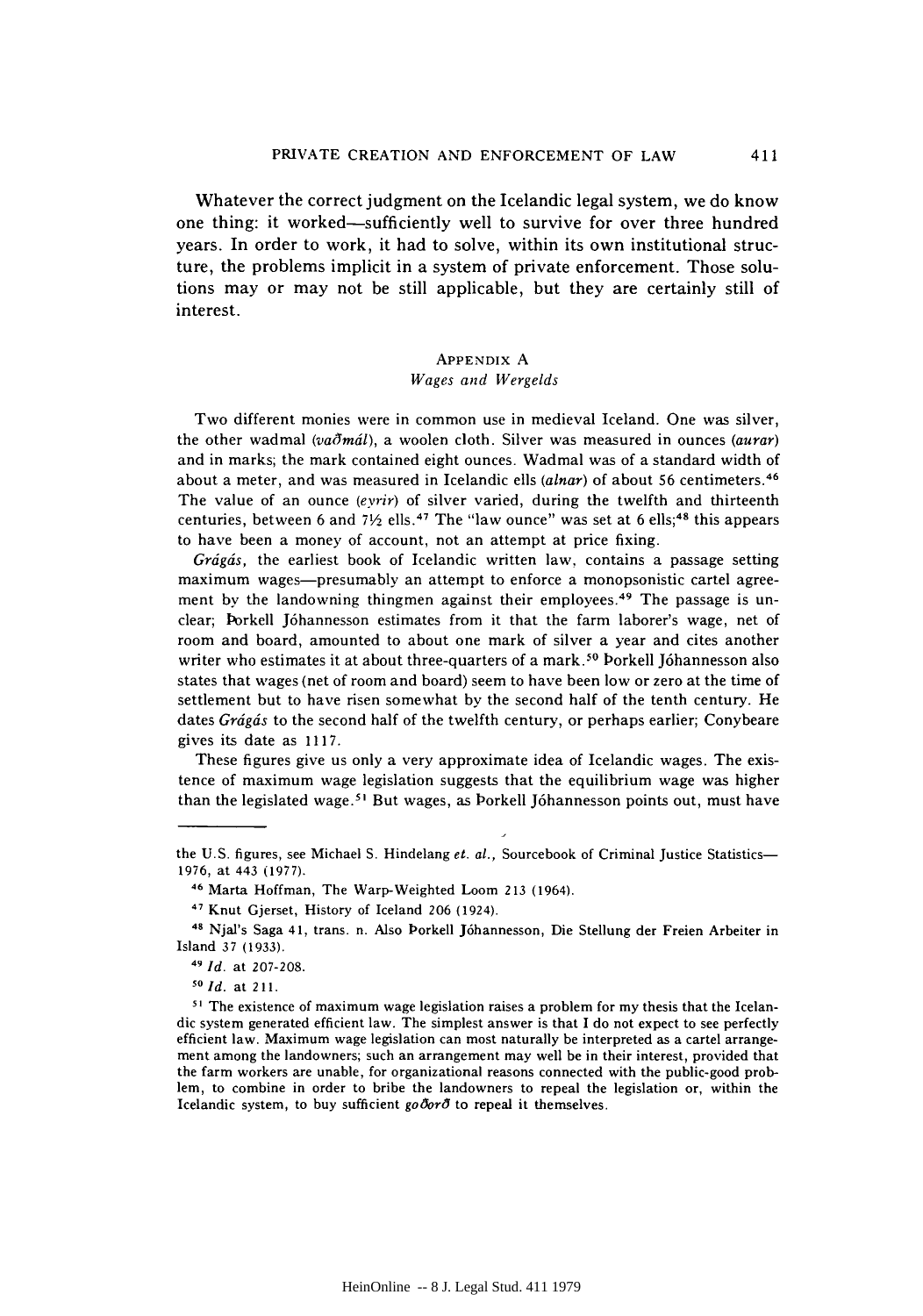Whatever the correct judgment on the Icelandic legal system, we do know one thing: it worked—sufficiently well to survive for over three hundred years. In order to work, it had to solve, within its own institutional structure, the problems implicit in a system of private enforcement. Those solutions may or may not be still applicable, but they are certainly still of interest.

## Appendix A

### *Wages and Wergelds*

Two different monies were in common use in medieval Iceland. One was silver, the other wadmal (*vaðmál*), a woolen cloth. Silver was measured in ounces (*aurar*) and in marks; the mark contained eight ounces. Wadmal was of a standard width of about a meter, and was measured in Icelandic ells (*alnar*) of about 56 centimeters.[46] The value of an ounce (*eyrir*) of silver varied, during the twelfth and thirteenth centuries, between 6 and 7½ ells.[47] The "law ounce" was set at 6 ells;[48] this appears to have been a money of account, not an attempt at price fixing.

*Grágás*, the earliest book of Icelandic written law, contains a passage setting maximum wages—presumably an attempt to enforce a monopsonistic cartel agreement by the landowning thingmen against their employees.[49] The passage is unclear; Þorkell Jóhannesson estimates from it that the farm laborer's wage, net of room and board, amounted to about one mark of silver a year and cites another writer who estimates it at about three-quarters of a mark.[50] Þorkell Jóhannesson also states that wages (net of room and board) seem to have been low or zero at the time of settlement but to have risen somewhat by the second half of the tenth century. He dates *Grágás* to the second half of the twelfth century, or perhaps earlier; Conybeare gives its date as 1117.

These figures give us only a very approximate idea of Icelandic wages. The existence of maximum wage legislation suggests that the equilibrium wage was higher than the legislated wage.[51] But wages, as Þorkell Jóhannesson points out, must have

---

the U.S. figures, see Michael S. Hindelang *et. al.*, Sourcebook of Criminal Justice Statistics—1976, at 443 (1977).

[46] Marta Hoffman, The Warp-Weighted Loom 213 (1964).

[47] Knut Gjerset, History of Iceland 206 (1924).

[48] Njal's Saga 41, trans. n. Also Þorkell Jóhannesson, Die Stellung der Freien Arbeiter in Island 37 (1933).

[49] *Id.* at 207-208.

[50] *Id.* at 211.

[51] The existence of maximum wage legislation raises a problem for my thesis that the Icelandic system generated efficient law. The simplest answer is that I do not expect to see perfectly efficient law. Maximum wage legislation can most naturally be interpreted as a cartel arrangement among the landowners; such an arrangement may well be in their interest, provided that the farm workers are unable, for organizational reasons connected with the public-good problem, to combine in order to bribe the landowners to repeal the legislation or, within the Icelandic system, to buy sufficient *goðorð* to repeal it themselves.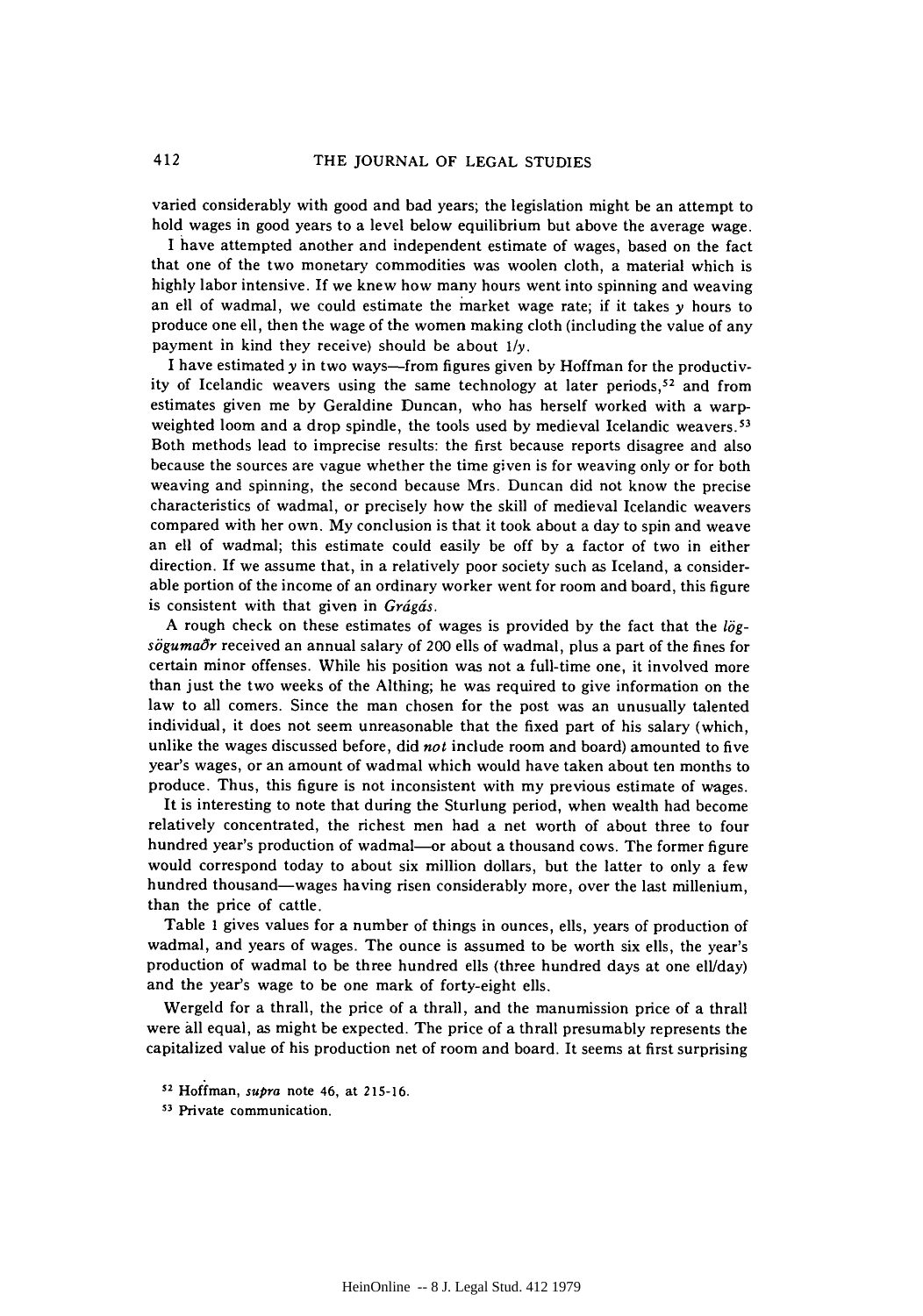varied considerably with good and bad years; the legislation might be an attempt to hold wages in good years to a level below equilibrium but above the average wage.

I have attempted another and independent estimate of wages, based on the fact that one of the two monetary commodities was woolen cloth, a material which is highly labor intensive. If we knew how many hours went into spinning and weaving an ell of wadmal, we could estimate the market wage rate; if it takes $y$ hours to produce one ell, then the wage of the women making cloth (including the value of any payment in kind they receive) should be about $1/y$.

I have estimated $y$ in two ways—from figures given by Hoffman for the productivity of Icelandic weavers using the same technology at later periods,[52] and from estimates given me by Geraldine Duncan, who has herself worked with a warp-weighted loom and a drop spindle, the tools used by medieval Icelandic weavers.[53] Both methods lead to imprecise results: the first because reports disagree and also because the sources are vague whether the time given is for weaving only or for both weaving and spinning, the second because Mrs. Duncan did not know the precise characteristics of wadmal, or precisely how the skill of medieval Icelandic weavers compared with her own. My conclusion is that it took about a day to spin and weave an ell of wadmal; this estimate could easily be off by a factor of two in either direction. If we assume that, in a relatively poor society such as Iceland, a considerable portion of the income of an ordinary worker went for room and board, this figure is consistent with that given in *Grágás*.

A rough check on these estimates of wages is provided by the fact that the *lögsögumaðr* received an annual salary of 200 ells of wadmal, plus a part of the fines for certain minor offenses. While his position was not a full-time one, it involved more than just the two weeks of the Althing; he was required to give information on the law to all comers. Since the man chosen for the post was an unusually talented individual, it does not seem unreasonable that the fixed part of his salary (which, unlike the wages discussed before, did *not* include room and board) amounted to five year's wages, or an amount of wadmal which would have taken about ten months to produce. Thus, this figure is not inconsistent with my previous estimate of wages.

It is interesting to note that during the Sturlung period, when wealth had become relatively concentrated, the richest men had a net worth of about three to four hundred year's production of wadmal—or about a thousand cows. The former figure would correspond today to about six million dollars, but the latter to only a few hundred thousand—wages having risen considerably more, over the last millenium, than the price of cattle.

Table 1 gives values for a number of things in ounces, ells, years of production of wadmal, and years of wages. The ounce is assumed to be worth six ells, the year's production of wadmal to be three hundred ells (three hundred days at one ell/day) and the year's wage to be one mark of forty-eight ells.

Wergeld for a thrall, the price of a thrall, and the manumission price of a thrall were all equal, as might be expected. The price of a thrall presumably represents the capitalized value of his production net of room and board. It seems at first surprising

[52] Hoffman, *supra* note 46, at 215-16.

[53] Private communication.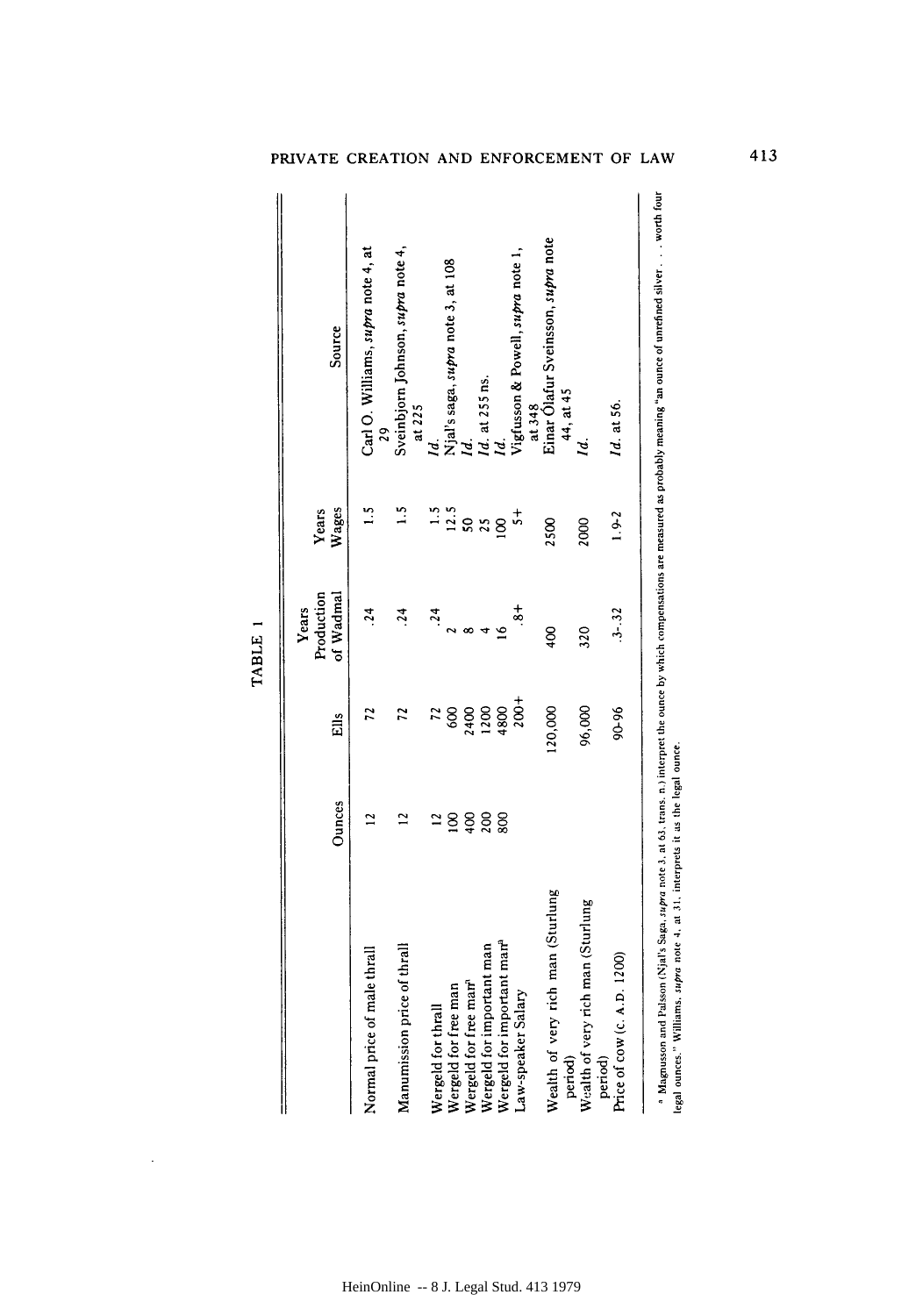TABLE 1

| | Ounces | Ells | Years Production of Wadmal | Years Wages | Source |
|---|---|---|---|---|---|
| Normal price of male thrall | 12 | 72 | .24 | 1.5 | Carl O. Williams, *supra* note 4, at 29 |
| Manumission price of thrall | 12 | 72 | .24 | 1.5 | Sveinbjorn Johnson, *supra* note 4, at 225 |
| Wergeld for thrall | 12 | 72 | .24 | 1.5 | *Id.* |
| Wergeld for free man | 100 | 600 | 2 | 12.5 | Njal's saga, *supra* note 3, at 108 |
| Wergeld for free man[a] | 400 | 2400 | 8 | 50 | *Id.* |
| Wergeld for important man | 200 | 1200 | 4 | 25 | *Id.* at 255 ns. |
| Wergeld for important man[a] | 800 | 4800 | 16 | 100 | *Id.* |
| Law-speaker Salary | | 200+ | .8+ | 5+ | Vigfusson & Powell, *supra* note 1, at 348 |
| Wealth of very rich man (Sturlung period) | | 120,000 | 400 | 2500 | Einar Ólafur Sveinsson, *supra* note 44, at 45 |
| Wealth of very rich man (Sturlung period) | | 96,000 | 320 | 2000 | *Id.* |
| Price of cow (c. A.D. 1200) | | 90-96 | .3-.32 | 1.9-2 | *Id.* at 56. |

[a] Magnusson and Palsson (Njal's Saga, *supra* note 3, at 63, trans. n.) interpret the ounce by which compensations are measured as probably meaning "an ounce of unrefined silver . . . worth four legal ounces." Williams, *supra* note 4, at 31, interprets it as the legal ounce.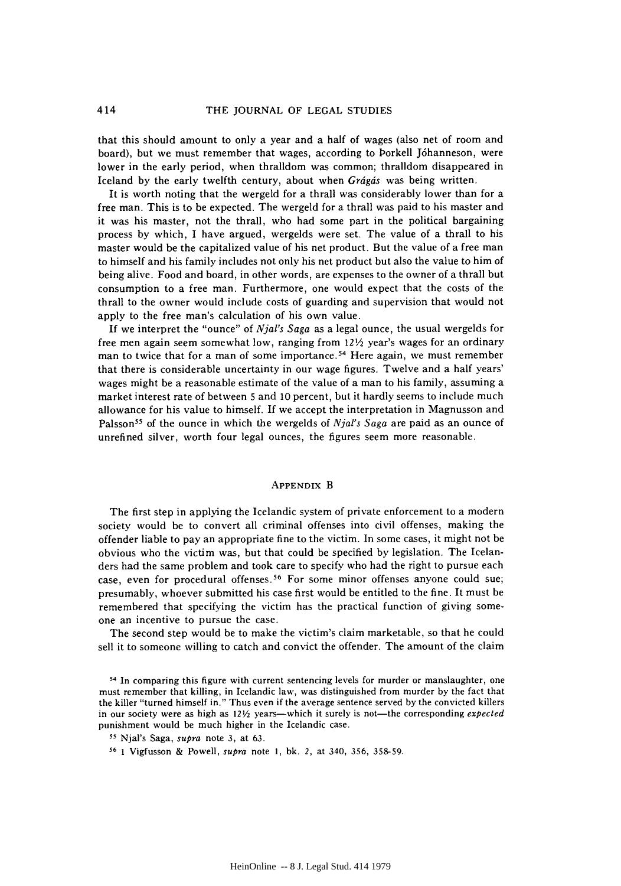that this should amount to only a year and a half of wages (also net of room and board), but we must remember that wages, according to Þorkell Jóhanneson, were lower in the early period, when thralldom was common; thralldom disappeared in Iceland by the early twelfth century, about when *Grágás* was being written.

It is worth noting that the wergeld for a thrall was considerably lower than for a free man. This is to be expected. The wergeld for a thrall was paid to his master and it was his master, not the thrall, who had some part in the political bargaining process by which, I have argued, wergelds were set. The value of a thrall to his master would be the capitalized value of his net product. But the value of a free man to himself and his family includes not only his net product but also the value to him of being alive. Food and board, in other words, are expenses to the owner of a thrall but consumption to a free man. Furthermore, one would expect that the costs of the thrall to the owner would include costs of guarding and supervision that would not apply to the free man's calculation of his own value.

If we interpret the "ounce" of *Njal's Saga* as a legal ounce, the usual wergelds for free men again seem somewhat low, ranging from 12½ year's wages for an ordinary man to twice that for a man of some importance.[54] Here again, we must remember that there is considerable uncertainty in our wage figures. Twelve and a half years' wages might be a reasonable estimate of the value of a man to his family, assuming a market interest rate of between 5 and 10 percent, but it hardly seems to include much allowance for his value to himself. If we accept the interpretation in Magnusson and Palsson[55] of the ounce in which the wergelds of *Njal's Saga* are paid as an ounce of unrefined silver, worth four legal ounces, the figures seem more reasonable.

## Appendix B

The first step in applying the Icelandic system of private enforcement to a modern society would be to convert all criminal offenses into civil offenses, making the offender liable to pay an appropriate fine to the victim. In some cases, it might not be obvious who the victim was, but that could be specified by legislation. The Icelanders had the same problem and took care to specify who had the right to pursue each case, even for procedural offenses.[56] For some minor offenses anyone could sue; presumably, whoever submitted his case first would be entitled to the fine. It must be remembered that specifying the victim has the practical function of giving someone an incentive to pursue the case.

The second step would be to make the victim's claim marketable, so that he could sell it to someone willing to catch and convict the offender. The amount of the claim

---

[54] In comparing this figure with current sentencing levels for murder or manslaughter, one must remember that killing, in Icelandic law, was distinguished from murder by the fact that the killer "turned himself in." Thus even if the average sentence served by the convicted killers in our society were as high as 12½ years—which it surely is not—the corresponding *expected* punishment would be much higher in the Icelandic case.

[55] Njal's Saga, *supra* note 3, at 63.

[56] 1 Vigfusson & Powell, *supra* note 1, bk. 2, at 340, 356, 358-59.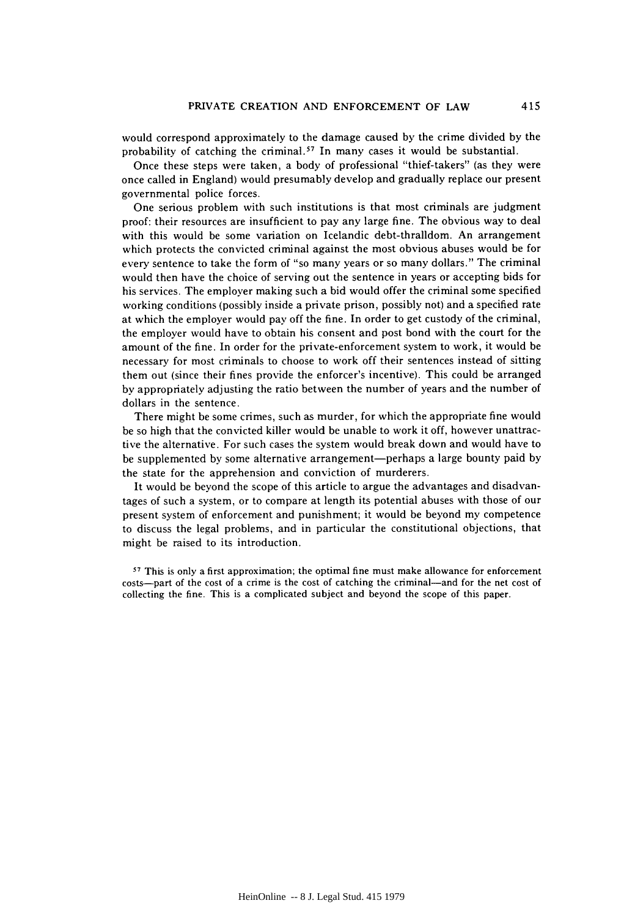would correspond approximately to the damage caused by the crime divided by the probability of catching the criminal.[57] In many cases it would be substantial.

Once these steps were taken, a body of professional "thief-takers" (as they were once called in England) would presumably develop and gradually replace our present governmental police forces.

One serious problem with such institutions is that most criminals are judgment proof: their resources are insufficient to pay any large fine. The obvious way to deal with this would be some variation on Icelandic debt-thralldom. An arrangement which protects the convicted criminal against the most obvious abuses would be for every sentence to take the form of "so many years or so many dollars." The criminal would then have the choice of serving out the sentence in years or accepting bids for his services. The employer making such a bid would offer the criminal some specified working conditions (possibly inside a private prison, possibly not) and a specified rate at which the employer would pay off the fine. In order to get custody of the criminal, the employer would have to obtain his consent and post bond with the court for the amount of the fine. In order for the private-enforcement system to work, it would be necessary for most criminals to choose to work off their sentences instead of sitting them out (since their fines provide the enforcer's incentive). This could be arranged by appropriately adjusting the ratio between the number of years and the number of dollars in the sentence.

There might be some crimes, such as murder, for which the appropriate fine would be so high that the convicted killer would be unable to work it off, however unattractive the alternative. For such cases the system would break down and would have to be supplemented by some alternative arrangement—perhaps a large bounty paid by the state for the apprehension and conviction of murderers.

It would be beyond the scope of this article to argue the advantages and disadvantages of such a system, or to compare at length its potential abuses with those of our present system of enforcement and punishment; it would be beyond my competence to discuss the legal problems, and in particular the constitutional objections, that might be raised to its introduction.

[57] This is only a first approximation; the optimal fine must make allowance for enforcement costs—part of the cost of a crime is the cost of catching the criminal—and for the net cost of collecting the fine. This is a complicated subject and beyond the scope of this paper.